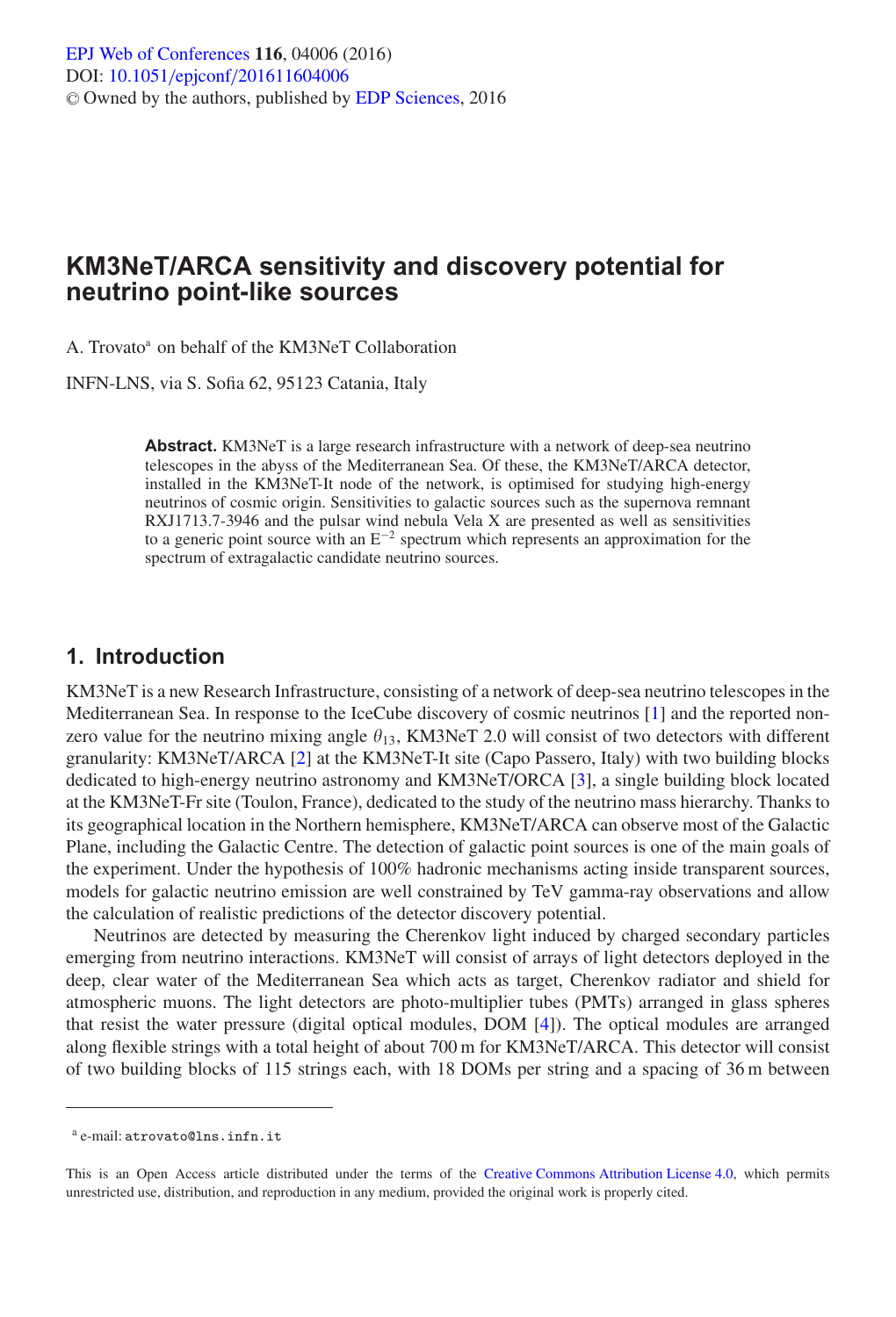# KM3NeT/ARCA sensitivity and discovery potential for neutrino point-like sources

A. Trovato[a] on behalf of the KM3NeT Collaboration

INFN-LNS, via S. Sofia 62, 95123 Catania, Italy

**Abstract.** KM3NeT is a large research infrastructure with a network of deep-sea neutrino telescopes in the abyss of the Mediterranean Sea. Of these, the KM3NeT/ARCA detector, installed in the KM3NeT-It node of the network, is optimised for studying high-energy neutrinos of cosmic origin. Sensitivities to galactic sources such as the supernova remnant RXJ1713.7-3946 and the pulsar wind nebula Vela X are presented as well as sensitivities to a generic point source with an $E^{-2}$ spectrum which represents an approximation for the spectrum of extragalactic candidate neutrino sources.

## 1. Introduction

KM3NeT is a new Research Infrastructure, consisting of a network of deep-sea neutrino telescopes in the Mediterranean Sea. In response to the IceCube discovery of cosmic neutrinos [1] and the reported non-zero value for the neutrino mixing angle $\theta_{13}$, KM3NeT 2.0 will consist of two detectors with different granularity: KM3NeT/ARCA [2] at the KM3NeT-It site (Capo Passero, Italy) with two building blocks dedicated to high-energy neutrino astronomy and KM3NeT/ORCA [3], a single building block located at the KM3NeT-Fr site (Toulon, France), dedicated to the study of the neutrino mass hierarchy. Thanks to its geographical location in the Northern hemisphere, KM3NeT/ARCA can observe most of the Galactic Plane, including the Galactic Centre. The detection of galactic point sources is one of the main goals of the experiment. Under the hypothesis of 100% hadronic mechanisms acting inside transparent sources, models for galactic neutrino emission are well constrained by TeV gamma-ray observations and allow the calculation of realistic predictions of the detector discovery potential.

Neutrinos are detected by measuring the Cherenkov light induced by charged secondary particles emerging from neutrino interactions. KM3NeT will consist of arrays of light detectors deployed in the deep, clear water of the Mediterranean Sea which acts as target, Cherenkov radiator and shield for atmospheric muons. The light detectors are photo-multiplier tubes (PMTs) arranged in glass spheres that resist the water pressure (digital optical modules, DOM [4]). The optical modules are arranged along flexible strings with a total height of about 700 m for KM3NeT/ARCA. This detector will consist of two building blocks of 115 strings each, with 18 DOMs per string and a spacing of 36 m between

[a] e-mail: atrovato@lns.infn.it

This is an Open Access article distributed under the terms of the Creative Commons Attribution License 4.0, which permits unrestricted use, distribution, and reproduction in any medium, provided the original work is properly cited.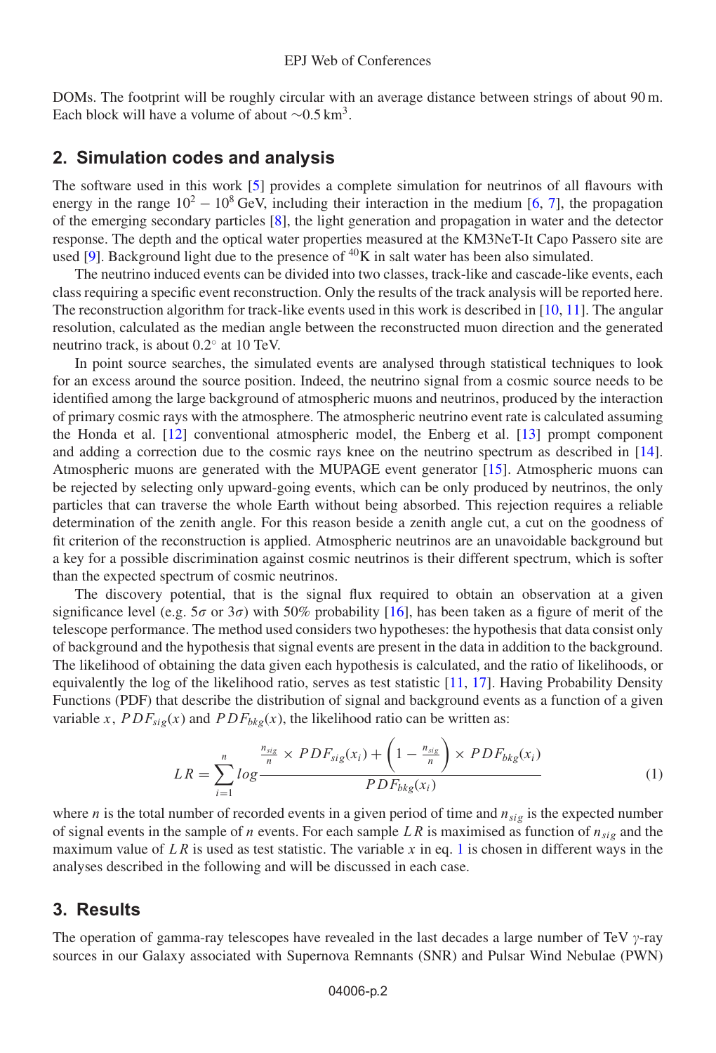DOMs. The footprint will be roughly circular with an average distance between strings of about 90 m. Each block will have a volume of about ∼0.5 km$^3$.

## 2. Simulation codes and analysis

The software used in this work [5] provides a complete simulation for neutrinos of all flavours with energy in the range $10^2 - 10^8$ GeV, including their interaction in the medium [6, 7], the propagation of the emerging secondary particles [8], the light generation and propagation in water and the detector response. The depth and the optical water properties measured at the KM3NeT-It Capo Passero site are used [9]. Background light due to the presence of $^{40}$K in salt water has been also simulated.

The neutrino induced events can be divided into two classes, track-like and cascade-like events, each class requiring a specific event reconstruction. Only the results of the track analysis will be reported here. The reconstruction algorithm for track-like events used in this work is described in [10, 11]. The angular resolution, calculated as the median angle between the reconstructed muon direction and the generated neutrino track, is about 0.2° at 10 TeV.

In point source searches, the simulated events are analysed through statistical techniques to look for an excess around the source position. Indeed, the neutrino signal from a cosmic source needs to be identified among the large background of atmospheric muons and neutrinos, produced by the interaction of primary cosmic rays with the atmosphere. The atmospheric neutrino event rate is calculated assuming the Honda et al. [12] conventional atmospheric model, the Enberg et al. [13] prompt component and adding a correction due to the cosmic rays knee on the neutrino spectrum as described in [14]. Atmospheric muons are generated with the MUPAGE event generator [15]. Atmospheric muons can be rejected by selecting only upward-going events, which can be only produced by neutrinos, the only particles that can traverse the whole Earth without being absorbed. This rejection requires a reliable determination of the zenith angle. For this reason beside a zenith angle cut, a cut on the goodness of fit criterion of the reconstruction is applied. Atmospheric neutrinos are an unavoidable background but a key for a possible discrimination against cosmic neutrinos is their different spectrum, which is softer than the expected spectrum of cosmic neutrinos.

The discovery potential, that is the signal flux required to obtain an observation at a given significance level (e.g. $5\sigma$ or $3\sigma$) with 50% probability [16], has been taken as a figure of merit of the telescope performance. The method used considers two hypotheses: the hypothesis that data consist only of background and the hypothesis that signal events are present in the data in addition to the background. The likelihood of obtaining the data given each hypothesis is calculated, and the ratio of likelihoods, or equivalently the log of the likelihood ratio, serves as test statistic [11, 17]. Having Probability Density Functions (PDF) that describe the distribution of signal and background events as a function of a given variable $x$, $PDF_{sig}(x)$ and $PDF_{bkg}(x)$, the likelihood ratio can be written as:

$$LR = \sum_{i=1}^{n} log \frac{\frac{n_{sig}}{n} \times PDF_{sig}(x_i) + \left(1 - \frac{n_{sig}}{n}\right) \times PDF_{bkg}(x_i)}{PDF_{bkg}(x_i)} \tag{1}$$

where $n$ is the total number of recorded events in a given period of time and $n_{sig}$ is the expected number of signal events in the sample of $n$ events. For each sample $LR$ is maximised as function of $n_{sig}$ and the maximum value of $LR$ is used as test statistic. The variable $x$ in eq. 1 is chosen in different ways in the analyses described in the following and will be discussed in each case.

## 3. Results

The operation of gamma-ray telescopes have revealed in the last decades a large number of TeV $\gamma$-ray sources in our Galaxy associated with Supernova Remnants (SNR) and Pulsar Wind Nebulae (PWN)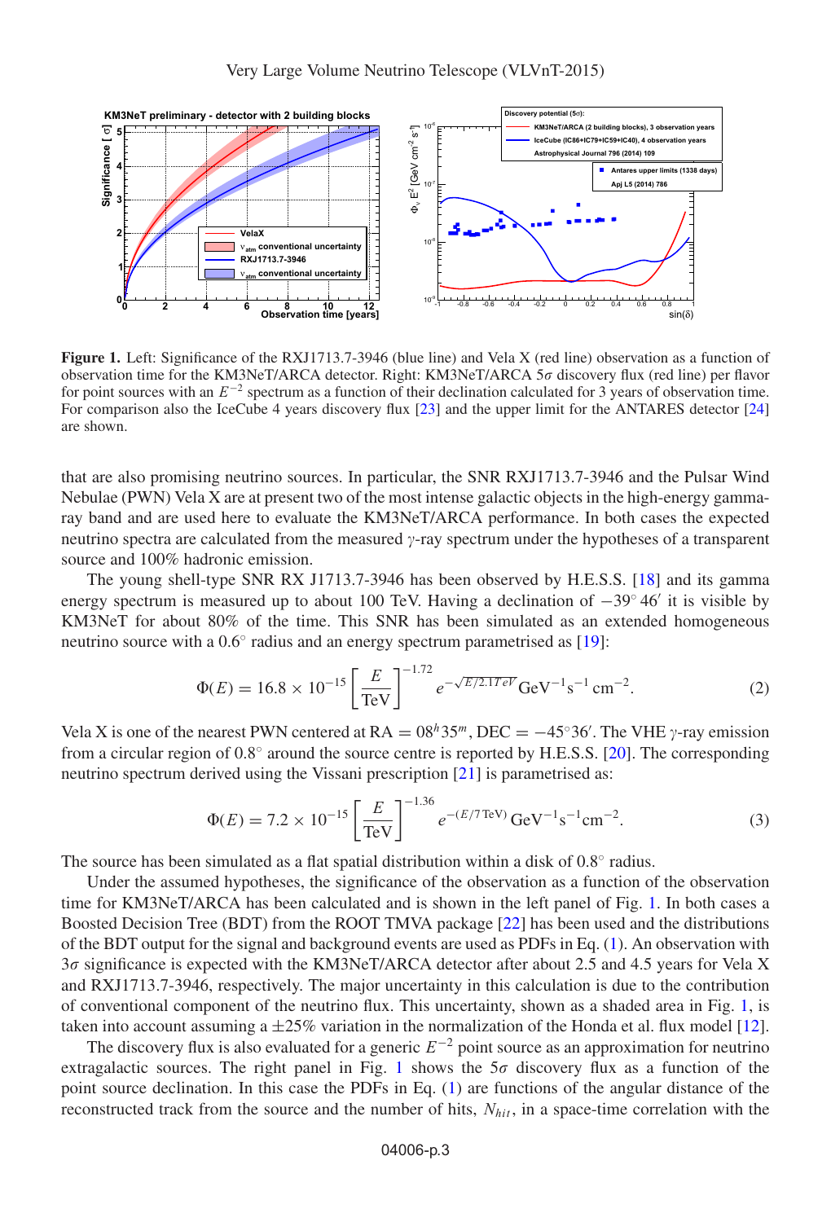**Figure 1.** Left: Significance of the RXJ1713.7-3946 (blue line) and Vela X (red line) observation as a function of observation time for the KM3NeT/ARCA detector. Right: KM3NeT/ARCA $5\sigma$ discovery flux (red line) per flavor for point sources with an $E^{-2}$ spectrum as a function of their declination calculated for 3 years of observation time. For comparison also the IceCube 4 years discovery flux [23] and the upper limit for the ANTARES detector [24] are shown.

that are also promising neutrino sources. In particular, the SNR RXJ1713.7-3946 and the Pulsar Wind Nebulae (PWN) Vela X are at present two of the most intense galactic objects in the high-energy gamma-ray band and are used here to evaluate the KM3NeT/ARCA performance. In both cases the expected neutrino spectra are calculated from the measured $\gamma$-ray spectrum under the hypotheses of a transparent source and 100% hadronic emission.

The young shell-type SNR RX J1713.7-3946 has been observed by H.E.S.S. [18] and its gamma energy spectrum is measured up to about 100 TeV. Having a declination of $-39^\circ 46'$ it is visible by KM3NeT for about 80% of the time. This SNR has been simulated as an extended homogeneous neutrino source with a $0.6^\circ$ radius and an energy spectrum parametrised as [19]:

$$\Phi(E) = 16.8 \times 10^{-15} \left[\frac{E}{\mathrm{TeV}}\right]^{-1.72} e^{-\sqrt{E/2.1TeV}}\,\mathrm{GeV}^{-1}\mathrm{s}^{-1}\,\mathrm{cm}^{-2}. \tag{2}$$

Vela X is one of the nearest PWN centered at RA $= 08^h 35^m$, DEC $= -45^\circ 36'$. The VHE $\gamma$-ray emission from a circular region of $0.8^\circ$ around the source centre is reported by H.E.S.S. [20]. The corresponding neutrino spectrum derived using the Vissani prescription [21] is parametrised as:

$$\Phi(E) = 7.2 \times 10^{-15} \left[\frac{E}{\mathrm{TeV}}\right]^{-1.36} e^{-(E/7\,\mathrm{TeV})}\,\mathrm{GeV}^{-1}\mathrm{s}^{-1}\mathrm{cm}^{-2}. \tag{3}$$

The source has been simulated as a flat spatial distribution within a disk of $0.8^\circ$ radius.

Under the assumed hypotheses, the significance of the observation as a function of the observation time for KM3NeT/ARCA has been calculated and is shown in the left panel of Fig. 1. In both cases a Boosted Decision Tree (BDT) from the ROOT TMVA package [22] has been used and the distributions of the BDT output for the signal and background events are used as PDFs in Eq. (1). An observation with $3\sigma$ significance is expected with the KM3NeT/ARCA detector after about 2.5 and 4.5 years for Vela X and RXJ1713.7-3946, respectively. The major uncertainty in this calculation is due to the contribution of conventional component of the neutrino flux. This uncertainty, shown as a shaded area in Fig. 1, is taken into account assuming a $\pm 25\%$ variation in the normalization of the Honda et al. flux model [12].

The discovery flux is also evaluated for a generic $E^{-2}$ point source as an approximation for neutrino extragalactic sources. The right panel in Fig. 1 shows the $5\sigma$ discovery flux as a function of the point source declination. In this case the PDFs in Eq. (1) are functions of the angular distance of the reconstructed track from the source and the number of hits, $N_{hit}$, in a space-time correlation with the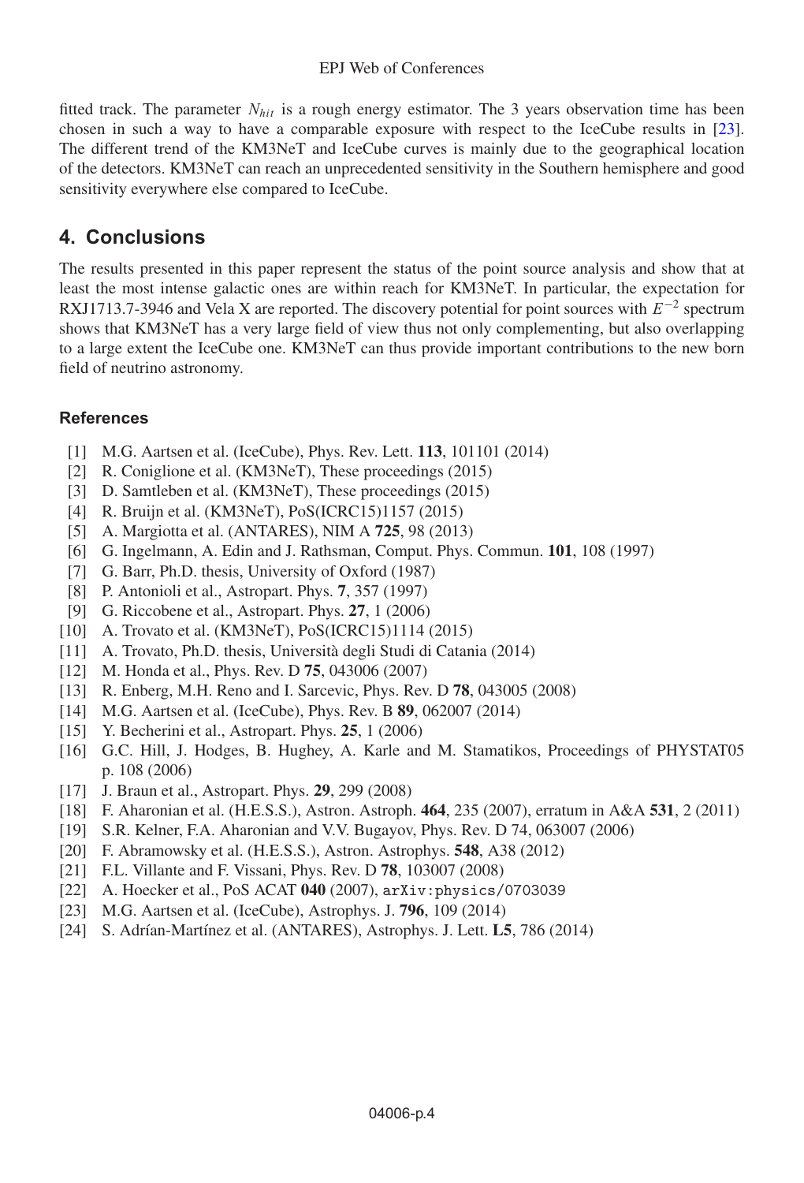fitted track. The parameter $N_{hit}$ is a rough energy estimator. The 3 years observation time has been chosen in such a way to have a comparable exposure with respect to the IceCube results in [23]. The different trend of the KM3NeT and IceCube curves is mainly due to the geographical location of the detectors. KM3NeT can reach an unprecedented sensitivity in the Southern hemisphere and good sensitivity everywhere else compared to IceCube.

## 4. Conclusions

The results presented in this paper represent the status of the point source analysis and show that at least the most intense galactic ones are within reach for KM3NeT. In particular, the expectation for RXJ1713.7-3946 and Vela X are reported. The discovery potential for point sources with $E^{-2}$ spectrum shows that KM3NeT has a very large field of view thus not only complementing, but also overlapping to a large extent the IceCube one. KM3NeT can thus provide important contributions to the new born field of neutrino astronomy.

### References

[1] M.G. Aartsen et al. (IceCube), Phys. Rev. Lett. **113**, 101101 (2014)
[2] R. Coniglione et al. (KM3NeT), These proceedings (2015)
[3] D. Samtleben et al. (KM3NeT), These proceedings (2015)
[4] R. Bruijn et al. (KM3NeT), PoS(ICRC15)1157 (2015)
[5] A. Margiotta et al. (ANTARES), NIM A **725**, 98 (2013)
[6] G. Ingelmann, A. Edin and J. Rathsman, Comput. Phys. Commun. **101**, 108 (1997)
[7] G. Barr, Ph.D. thesis, University of Oxford (1987)
[8] P. Antonioli et al., Astropart. Phys. **7**, 357 (1997)
[9] G. Riccobene et al., Astropart. Phys. **27**, 1 (2006)
[10] A. Trovato et al. (KM3NeT), PoS(ICRC15)1114 (2015)
[11] A. Trovato, Ph.D. thesis, Università degli Studi di Catania (2014)
[12] M. Honda et al., Phys. Rev. D **75**, 043006 (2007)
[13] R. Enberg, M.H. Reno and I. Sarcevic, Phys. Rev. D **78**, 043005 (2008)
[14] M.G. Aartsen et al. (IceCube), Phys. Rev. B **89**, 062007 (2014)
[15] Y. Becherini et al., Astropart. Phys. **25**, 1 (2006)
[16] G.C. Hill, J. Hodges, B. Hughey, A. Karle and M. Stamatikos, Proceedings of PHYSTAT05 p. 108 (2006)
[17] J. Braun et al., Astropart. Phys. **29**, 299 (2008)
[18] F. Aharonian et al. (H.E.S.S.), Astron. Astroph. **464**, 235 (2007), erratum in A&A **531**, 2 (2011)
[19] S.R. Kelner, F.A. Aharonian and V.V. Bugayov, Phys. Rev. D 74, 063007 (2006)
[20] F. Abramowsky et al. (H.E.S.S.), Astron. Astrophys. **548**, A38 (2012)
[21] F.L. Villante and F. Vissani, Phys. Rev. D **78**, 103007 (2008)
[22] A. Hoecker et al., PoS ACAT **040** (2007), arXiv:physics/0703039
[23] M.G. Aartsen et al. (IceCube), Astrophys. J. **796**, 109 (2014)
[24] S. Adrían-Martínez et al. (ANTARES), Astrophys. J. Lett. **L5**, 786 (2014)